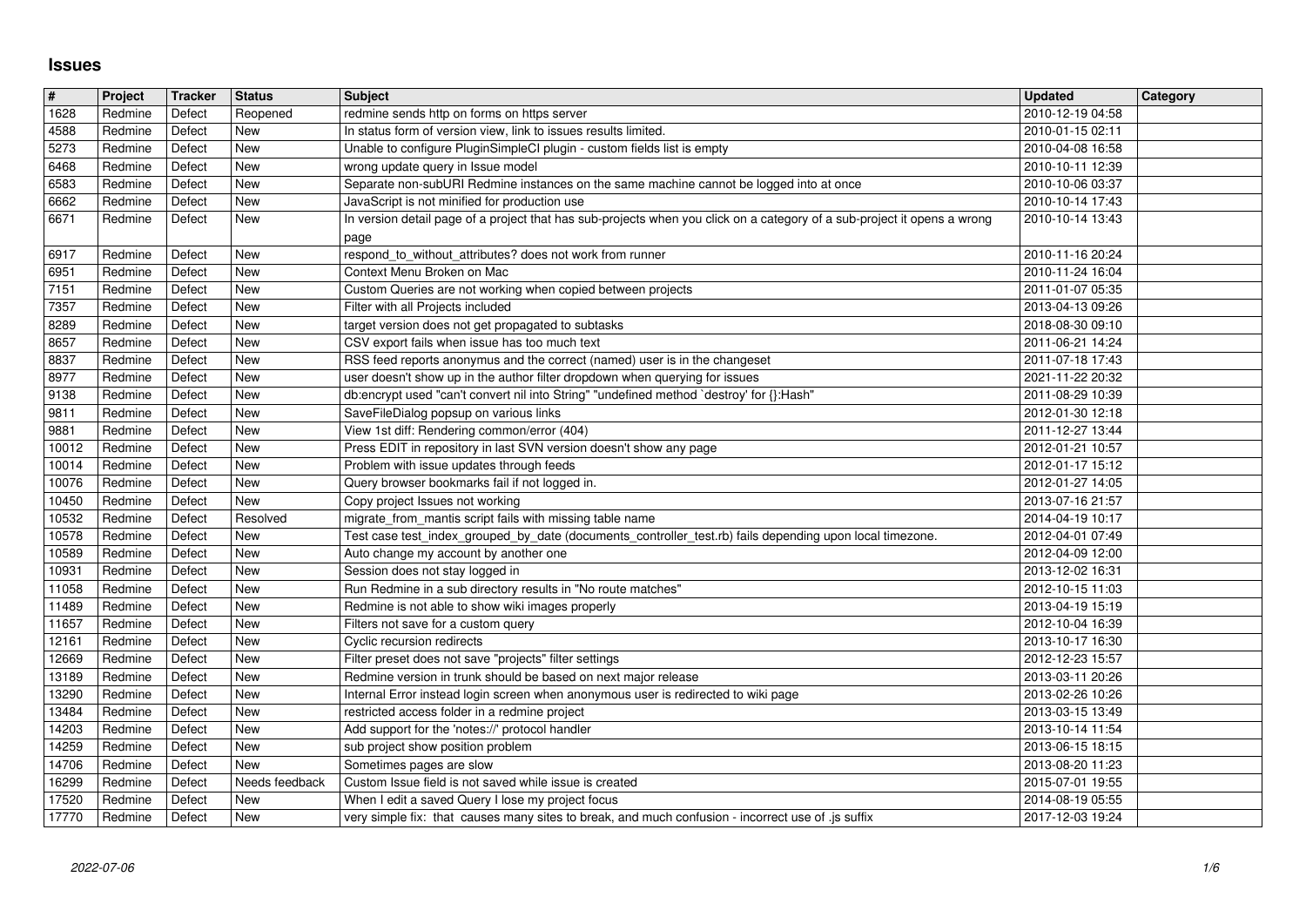# Issues

| # | Project | Tracker | Status | Subject | Updated | Category |
|---|---|---|---|---|---|---|
| 1628 | Redmine | Defect | Reopened | redmine sends http on forms on https server | 2010-12-19 04:58 | |
| 4588 | Redmine | Defect | New | In status form of version view, link to issues results limited. | 2010-01-15 02:11 | |
| 5273 | Redmine | Defect | New | Unable to configure PluginSimpleCI plugin - custom fields list is empty | 2010-04-08 16:58 | |
| 6468 | Redmine | Defect | New | wrong update query in Issue model | 2010-10-11 12:39 | |
| 6583 | Redmine | Defect | New | Separate non-subURI Redmine instances on the same machine cannot be logged into at once | 2010-10-06 03:37 | |
| 6662 | Redmine | Defect | New | JavaScript is not minified for production use | 2010-10-14 17:43 | |
| 6671 | Redmine | Defect | New | In version detail page of a project that has sub-projects when you click on a category of a sub-project it opens a wrong page | 2010-10-14 13:43 | |
| 6917 | Redmine | Defect | New | respond_to_without_attributes? does not work from runner | 2010-11-16 20:24 | |
| 6951 | Redmine | Defect | New | Context Menu Broken on Mac | 2010-11-24 16:04 | |
| 7151 | Redmine | Defect | New | Custom Queries are not working when copied between projects | 2011-01-07 05:35 | |
| 7357 | Redmine | Defect | New | Filter with all Projects included | 2013-04-13 09:26 | |
| 8289 | Redmine | Defect | New | target version does not get propagated to subtasks | 2018-08-30 09:10 | |
| 8657 | Redmine | Defect | New | CSV export fails when issue has too much text | 2011-06-21 14:24 | |
| 8837 | Redmine | Defect | New | RSS feed reports anonymus and the correct (named) user is in the changeset | 2011-07-18 17:43 | |
| 8977 | Redmine | Defect | New | user doesn't show up in the author filter dropdown when querying for issues | 2021-11-22 20:32 | |
| 9138 | Redmine | Defect | New | db:encrypt used "can't convert nil into String" "undefined method `destroy' for {}:Hash" | 2011-08-29 10:39 | |
| 9811 | Redmine | Defect | New | SaveFileDialog popsup on various links | 2012-01-30 12:18 | |
| 9881 | Redmine | Defect | New | View 1st diff: Rendering common/error (404) | 2011-12-27 13:44 | |
| 10012 | Redmine | Defect | New | Press EDIT in repository in last SVN version doesn't show any page | 2012-01-21 10:57 | |
| 10014 | Redmine | Defect | New | Problem with issue updates through feeds | 2012-01-17 15:12 | |
| 10076 | Redmine | Defect | New | Query browser bookmarks fail if not logged in. | 2012-01-27 14:05 | |
| 10450 | Redmine | Defect | New | Copy project Issues not working | 2013-07-16 21:57 | |
| 10532 | Redmine | Defect | Resolved | migrate_from_mantis script fails with missing table name | 2014-04-19 10:17 | |
| 10578 | Redmine | Defect | New | Test case test_index_grouped_by_date (documents_controller_test.rb) fails depending upon local timezone. | 2012-04-01 07:49 | |
| 10589 | Redmine | Defect | New | Auto change my account by another one | 2012-04-09 12:00 | |
| 10931 | Redmine | Defect | New | Session does not stay logged in | 2013-12-02 16:31 | |
| 11058 | Redmine | Defect | New | Run Redmine in a sub directory results in "No route matches" | 2012-10-15 11:03 | |
| 11489 | Redmine | Defect | New | Redmine is not able to show wiki images properly | 2013-04-19 15:19 | |
| 11657 | Redmine | Defect | New | Filters not save for a custom query | 2012-10-04 16:39 | |
| 12161 | Redmine | Defect | New | Cyclic recursion redirects | 2013-10-17 16:30 | |
| 12669 | Redmine | Defect | New | Filter preset does not save "projects" filter settings | 2012-12-23 15:57 | |
| 13189 | Redmine | Defect | New | Redmine version in trunk should be based on next major release | 2013-03-11 20:26 | |
| 13290 | Redmine | Defect | New | Internal Error instead login screen when anonymous user is redirected to wiki page | 2013-02-26 10:26 | |
| 13484 | Redmine | Defect | New | restricted access folder in a redmine project | 2013-03-15 13:49 | |
| 14203 | Redmine | Defect | New | Add support for the 'notes://' protocol handler | 2013-10-14 11:54 | |
| 14259 | Redmine | Defect | New | sub project show position problem | 2013-06-15 18:15 | |
| 14706 | Redmine | Defect | New | Sometimes pages are slow | 2013-08-20 11:23 | |
| 16299 | Redmine | Defect | Needs feedback | Custom Issue field is not saved while issue is created | 2015-07-01 19:55 | |
| 17520 | Redmine | Defect | New | When I edit a saved Query I lose my project focus | 2014-08-19 05:55 | |
| 17770 | Redmine | Defect | New | very simple fix: that causes many sites to break, and much confusion - incorrect use of .js suffix | 2017-12-03 19:24 | |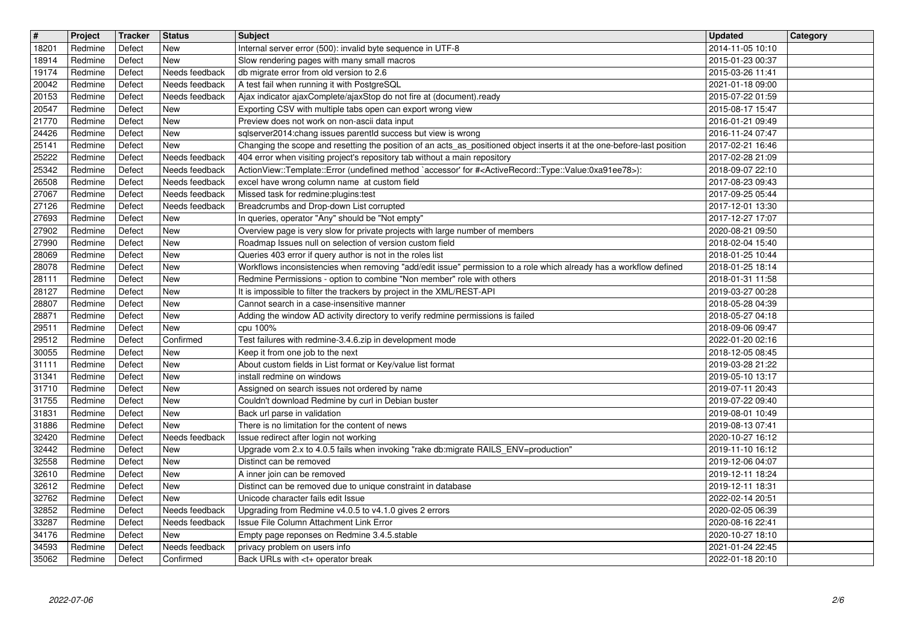| # | Project | Tracker | Status | Subject | Updated | Category |
| --- | --- | --- | --- | --- | --- | --- |
| 18201 | Redmine | Defect | New | Internal server error (500): invalid byte sequence in UTF-8 | 2014-11-05 10:10 | |
| 18914 | Redmine | Defect | New | Slow rendering pages with many small macros | 2015-01-23 00:37 | |
| 19174 | Redmine | Defect | Needs feedback | db migrate error from old version to 2.6 | 2015-03-26 11:41 | |
| 20042 | Redmine | Defect | Needs feedback | A test fail when running it with PostgreSQL | 2021-01-18 09:00 | |
| 20153 | Redmine | Defect | Needs feedback | Ajax indicator ajaxComplete/ajaxStop do not fire at (document).ready | 2015-07-22 01:59 | |
| 20547 | Redmine | Defect | New | Exporting CSV with multiple tabs open can export wrong view | 2015-08-17 15:47 | |
| 21770 | Redmine | Defect | New | Preview does not work on non-ascii data input | 2016-01-21 09:49 | |
| 24426 | Redmine | Defect | New | sqlserver2014:chang issues parentId success but view is wrong | 2016-11-24 07:47 | |
| 25141 | Redmine | Defect | New | Changing the scope and resetting the position of an acts_as_positioned object inserts it at the one-before-last position | 2017-02-21 16:46 | |
| 25222 | Redmine | Defect | Needs feedback | 404 error when visiting project's repository tab without a main repository | 2017-02-28 21:09 | |
| 25342 | Redmine | Defect | Needs feedback | ActionView::Template::Error (undefined method `accessor' for #<ActiveRecord::Type::Value:0xa91ee78>): | 2018-09-07 22:10 | |
| 26508 | Redmine | Defect | Needs feedback | excel have wrong column name at custom field | 2017-08-23 09:43 | |
| 27067 | Redmine | Defect | Needs feedback | Missed task for redmine:plugins:test | 2017-09-25 05:44 | |
| 27126 | Redmine | Defect | Needs feedback | Breadcrumbs and Drop-down List corrupted | 2017-12-01 13:30 | |
| 27693 | Redmine | Defect | New | In queries, operator "Any" should be "Not empty" | 2017-12-27 17:07 | |
| 27902 | Redmine | Defect | New | Overview page is very slow for private projects with large number of members | 2020-08-21 09:50 | |
| 27990 | Redmine | Defect | New | Roadmap Issues null on selection of version custom field | 2018-02-04 15:40 | |
| 28069 | Redmine | Defect | New | Queries 403 error if query author is not in the roles list | 2018-01-25 10:44 | |
| 28078 | Redmine | Defect | New | Workflows inconsistencies when removing "add/edit issue" permission to a role which already has a workflow defined | 2018-01-25 18:14 | |
| 28111 | Redmine | Defect | New | Redmine Permissions - option to combine "Non member" role with others | 2018-01-31 11:58 | |
| 28127 | Redmine | Defect | New | It is impossible to filter the trackers by project in the XML/REST-API | 2019-03-27 00:28 | |
| 28807 | Redmine | Defect | New | Cannot search in a case-insensitive manner | 2018-05-28 04:39 | |
| 28871 | Redmine | Defect | New | Adding the window AD activity directory to verify redmine permissions is failed | 2018-05-27 04:18 | |
| 29511 | Redmine | Defect | New | cpu 100% | 2018-09-06 09:47 | |
| 29512 | Redmine | Defect | Confirmed | Test failures with redmine-3.4.6.zip in development mode | 2022-01-20 02:16 | |
| 30055 | Redmine | Defect | New | Keep it from one job to the next | 2018-12-05 08:45 | |
| 31111 | Redmine | Defect | New | About custom fields in List format or Key/value list format | 2019-03-28 21:22 | |
| 31341 | Redmine | Defect | New | install redmine on windows | 2019-05-10 13:17 | |
| 31710 | Redmine | Defect | New | Assigned on search issues not ordered by name | 2019-07-11 20:43 | |
| 31755 | Redmine | Defect | New | Couldn't download Redmine by curl in Debian buster | 2019-07-22 09:40 | |
| 31831 | Redmine | Defect | New | Back url parse in validation | 2019-08-01 10:49 | |
| 31886 | Redmine | Defect | New | There is no limitation for the content of news | 2019-08-13 07:41 | |
| 32420 | Redmine | Defect | Needs feedback | Issue redirect after login not working | 2020-10-27 16:12 | |
| 32442 | Redmine | Defect | New | Upgrade vom 2.x to 4.0.5 fails when invoking "rake db:migrate RAILS_ENV=production" | 2019-11-10 16:12 | |
| 32558 | Redmine | Defect | New | Distinct can be removed | 2019-12-06 04:07 | |
| 32610 | Redmine | Defect | New | A inner join can be removed | 2019-12-11 18:24 | |
| 32612 | Redmine | Defect | New | Distinct can be removed due to unique constraint in database | 2019-12-11 18:31 | |
| 32762 | Redmine | Defect | New | Unicode character fails edit Issue | 2022-02-14 20:51 | |
| 32852 | Redmine | Defect | Needs feedback | Upgrading from Redmine v4.0.5 to v4.1.0 gives 2 errors | 2020-02-05 06:39 | |
| 33287 | Redmine | Defect | Needs feedback | Issue File Column Attachment Link Error | 2020-08-16 22:41 | |
| 34176 | Redmine | Defect | New | Empty page reponses on Redmine 3.4.5.stable | 2020-10-27 18:10 | |
| 34593 | Redmine | Defect | Needs feedback | privacy problem on users info | 2021-01-24 22:45 | |
| 35062 | Redmine | Defect | Confirmed | Back URLs with <t+ operator break | 2022-01-18 20:10 | |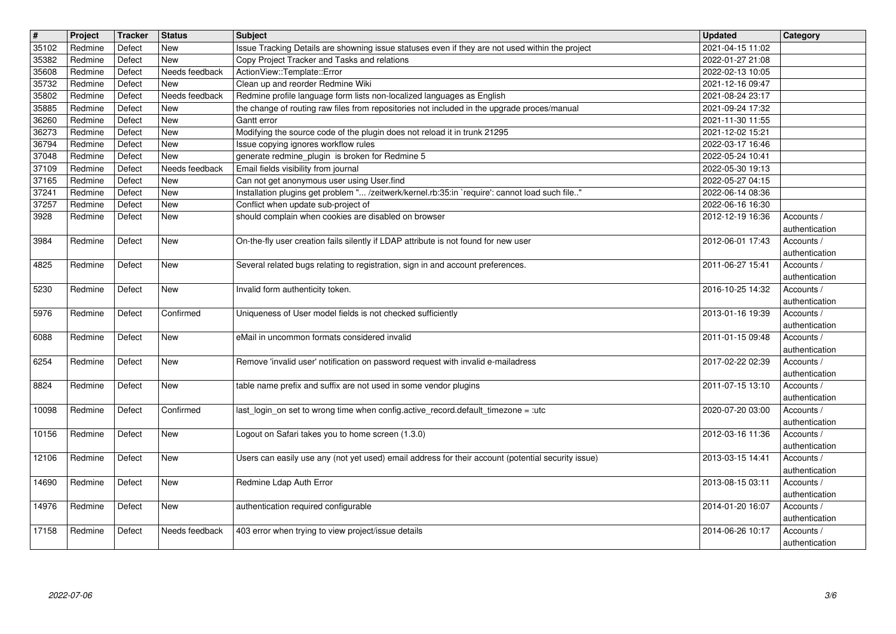| # | Project | Tracker | Status | Subject | Updated | Category |
|---|---|---|---|---|---|---|
| 35102 | Redmine | Defect | New | Issue Tracking Details are showning issue statuses even if they are not used within the project | 2021-04-15 11:02 | |
| 35382 | Redmine | Defect | New | Copy Project Tracker and Tasks and relations | 2022-01-27 21:08 | |
| 35608 | Redmine | Defect | Needs feedback | ActionView::Template::Error | 2022-02-13 10:05 | |
| 35732 | Redmine | Defect | New | Clean up and reorder Redmine Wiki | 2021-12-16 09:47 | |
| 35802 | Redmine | Defect | Needs feedback | Redmine profile language form lists non-localized languages as English | 2021-08-24 23:17 | |
| 35885 | Redmine | Defect | New | the change of routing raw files from repositories not included in the upgrade proces/manual | 2021-09-24 17:32 | |
| 36260 | Redmine | Defect | New | Gantt error | 2021-11-30 11:55 | |
| 36273 | Redmine | Defect | New | Modifying the source code of the plugin does not reload it in trunk 21295 | 2021-12-02 15:21 | |
| 36794 | Redmine | Defect | New | Issue copying ignores workflow rules | 2022-03-17 16:46 | |
| 37048 | Redmine | Defect | New | generate redmine_plugin is broken for Redmine 5 | 2022-05-24 10:41 | |
| 37109 | Redmine | Defect | Needs feedback | Email fields visibility from journal | 2022-05-30 19:13 | |
| 37165 | Redmine | Defect | New | Can not get anonymous user using User.find | 2022-05-27 04:15 | |
| 37241 | Redmine | Defect | New | Installation plugins get problem "... /zeitwerk/kernel.rb:35:in `require': cannot load such file.." | 2022-06-14 08:36 | |
| 37257 | Redmine | Defect | New | Conflict when update sub-project of | 2022-06-16 16:30 | |
| 3928 | Redmine | Defect | New | should complain when cookies are disabled on browser | 2012-12-19 16:36 | Accounts / authentication |
| 3984 | Redmine | Defect | New | On-the-fly user creation fails silently if LDAP attribute is not found for new user | 2012-06-01 17:43 | Accounts / authentication |
| 4825 | Redmine | Defect | New | Several related bugs relating to registration, sign in and account preferences. | 2011-06-27 15:41 | Accounts / authentication |
| 5230 | Redmine | Defect | New | Invalid form authenticity token. | 2016-10-25 14:32 | Accounts / authentication |
| 5976 | Redmine | Defect | Confirmed | Uniqueness of User model fields is not checked sufficiently | 2013-01-16 19:39 | Accounts / authentication |
| 6088 | Redmine | Defect | New | eMail in uncommon formats considered invalid | 2011-01-15 09:48 | Accounts / authentication |
| 6254 | Redmine | Defect | New | Remove 'invalid user' notification on password request with invalid e-mailadress | 2017-02-22 02:39 | Accounts / authentication |
| 8824 | Redmine | Defect | New | table name prefix and suffix are not used in some vendor plugins | 2011-07-15 13:10 | Accounts / authentication |
| 10098 | Redmine | Defect | Confirmed | last_login_on set to wrong time when config.active_record.default_timezone = :utc | 2020-07-20 03:00 | Accounts / authentication |
| 10156 | Redmine | Defect | New | Logout on Safari takes you to home screen (1.3.0) | 2012-03-16 11:36 | Accounts / authentication |
| 12106 | Redmine | Defect | New | Users can easily use any (not yet used) email address for their account (potential security issue) | 2013-03-15 14:41 | Accounts / authentication |
| 14690 | Redmine | Defect | New | Redmine Ldap Auth Error | 2013-08-15 03:11 | Accounts / authentication |
| 14976 | Redmine | Defect | New | authentication required configurable | 2014-01-20 16:07 | Accounts / authentication |
| 17158 | Redmine | Defect | Needs feedback | 403 error when trying to view project/issue details | 2014-06-26 10:17 | Accounts / authentication |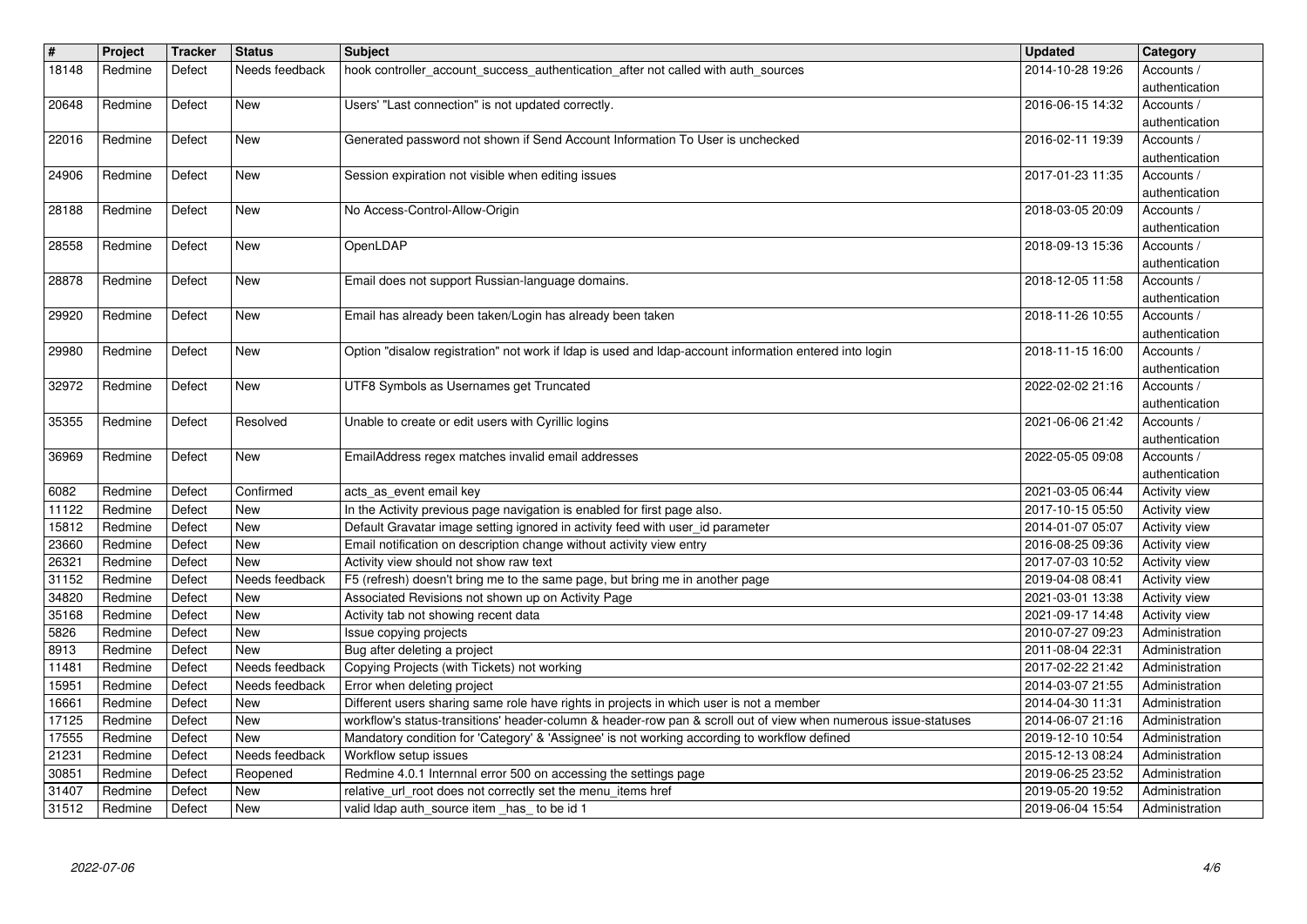| # | Project | Tracker | Status | Subject | Updated | Category |
|---|---|---|---|---|---|---|
| 18148 | Redmine | Defect | Needs feedback | hook controller_account_success_authentication_after not called with auth_sources | 2014-10-28 19:26 | Accounts / authentication |
| 20648 | Redmine | Defect | New | Users' "Last connection" is not updated correctly. | 2016-06-15 14:32 | Accounts / authentication |
| 22016 | Redmine | Defect | New | Generated password not shown if Send Account Information To User is unchecked | 2016-02-11 19:39 | Accounts / authentication |
| 24906 | Redmine | Defect | New | Session expiration not visible when editing issues | 2017-01-23 11:35 | Accounts / authentication |
| 28188 | Redmine | Defect | New | No Access-Control-Allow-Origin | 2018-03-05 20:09 | Accounts / authentication |
| 28558 | Redmine | Defect | New | OpenLDAP | 2018-09-13 15:36 | Accounts / authentication |
| 28878 | Redmine | Defect | New | Email does not support Russian-language domains. | 2018-12-05 11:58 | Accounts / authentication |
| 29920 | Redmine | Defect | New | Email has already been taken/Login has already been taken | 2018-11-26 10:55 | Accounts / authentication |
| 29980 | Redmine | Defect | New | Option "disalow registration" not work if ldap is used and ldap-account information entered into login | 2018-11-15 16:00 | Accounts / authentication |
| 32972 | Redmine | Defect | New | UTF8 Symbols as Usernames get Truncated | 2022-02-02 21:16 | Accounts / authentication |
| 35355 | Redmine | Defect | Resolved | Unable to create or edit users with Cyrillic logins | 2021-06-06 21:42 | Accounts / authentication |
| 36969 | Redmine | Defect | New | EmailAddress regex matches invalid email addresses | 2022-05-05 09:08 | Accounts / authentication |
| 6082 | Redmine | Defect | Confirmed | acts_as_event email key | 2021-03-05 06:44 | Activity view |
| 11122 | Redmine | Defect | New | In the Activity previous page navigation is enabled for first page also. | 2017-10-15 05:50 | Activity view |
| 15812 | Redmine | Defect | New | Default Gravatar image setting ignored in activity feed with user_id parameter | 2014-01-07 05:07 | Activity view |
| 23660 | Redmine | Defect | New | Email notification on description change without activity view entry | 2016-08-25 09:36 | Activity view |
| 26321 | Redmine | Defect | New | Activity view should not show raw text | 2017-07-03 10:52 | Activity view |
| 31152 | Redmine | Defect | Needs feedback | F5 (refresh) doesn't bring me to the same page, but bring me in another page | 2019-04-08 08:41 | Activity view |
| 34820 | Redmine | Defect | New | Associated Revisions not shown up on Activity Page | 2021-03-01 13:38 | Activity view |
| 35168 | Redmine | Defect | New | Activity tab not showing recent data | 2021-09-17 14:48 | Activity view |
| 5826 | Redmine | Defect | New | Issue copying projects | 2010-07-27 09:23 | Administration |
| 8913 | Redmine | Defect | New | Bug after deleting a project | 2011-08-04 22:31 | Administration |
| 11481 | Redmine | Defect | Needs feedback | Copying Projects (with Tickets) not working | 2017-02-22 21:42 | Administration |
| 15951 | Redmine | Defect | Needs feedback | Error when deleting project | 2014-03-07 21:55 | Administration |
| 16661 | Redmine | Defect | New | Different users sharing same role have rights in projects in which user is not a member | 2014-04-30 11:31 | Administration |
| 17125 | Redmine | Defect | New | workflow's status-transitions' header-column & header-row pan & scroll out of view when numerous issue-statuses | 2014-06-07 21:16 | Administration |
| 17555 | Redmine | Defect | New | Mandatory condition for 'Category' & 'Assignee' is not working according to workflow defined | 2019-12-10 10:54 | Administration |
| 21231 | Redmine | Defect | Needs feedback | Workflow setup issues | 2015-12-13 08:24 | Administration |
| 30851 | Redmine | Defect | Reopened | Redmine 4.0.1 Internnal error 500 on accessing the settings page | 2019-06-25 23:52 | Administration |
| 31407 | Redmine | Defect | New | relative_url_root does not correctly set the menu_items href | 2019-05-20 19:52 | Administration |
| 31512 | Redmine | Defect | New | valid ldap auth_source item _has_ to be id 1 | 2019-06-04 15:54 | Administration |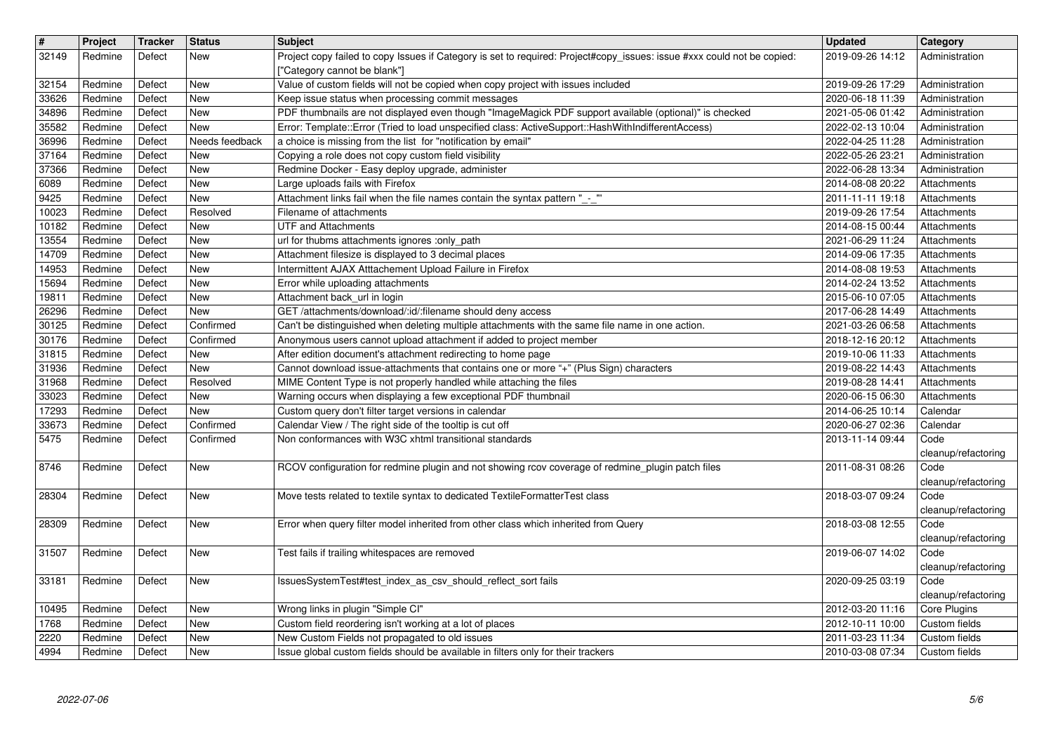| # | Project | Tracker | Status | Subject | Updated | Category |
|---|---|---|---|---|---|---|
| 32149 | Redmine | Defect | New | Project copy failed to copy Issues if Category is set to required: Project#copy_issues: issue #xxx could not be copied: ["Category cannot be blank"] | 2019-09-26 14:12 | Administration |
| 32154 | Redmine | Defect | New | Value of custom fields will not be copied when copy project with issues included | 2019-09-26 17:29 | Administration |
| 33626 | Redmine | Defect | New | Keep issue status when processing commit messages | 2020-06-18 11:39 | Administration |
| 34896 | Redmine | Defect | New | PDF thumbnails are not displayed even though "ImageMagick PDF support available (optional)" is checked | 2021-05-06 01:42 | Administration |
| 35582 | Redmine | Defect | New | Error: Template::Error (Tried to load unspecified class: ActiveSupport::HashWithIndifferentAccess) | 2022-02-13 10:04 | Administration |
| 36996 | Redmine | Defect | Needs feedback | a choice is missing from the list for "notification by email" | 2022-04-25 11:28 | Administration |
| 37164 | Redmine | Defect | New | Copying a role does not copy custom field visibility | 2022-05-26 23:21 | Administration |
| 37366 | Redmine | Defect | New | Redmine Docker - Easy deploy upgrade, administer | 2022-06-28 13:34 | Administration |
| 6089 | Redmine | Defect | New | Large uploads fails with Firefox | 2014-08-08 20:22 | Attachments |
| 9425 | Redmine | Defect | New | Attachment links fail when the file names contain the syntax pattern "_-_" | 2011-11-11 19:18 | Attachments |
| 10023 | Redmine | Defect | Resolved | Filename of attachments | 2019-09-26 17:54 | Attachments |
| 10182 | Redmine | Defect | New | UTF and Attachments | 2014-08-15 00:44 | Attachments |
| 13554 | Redmine | Defect | New | url for thubms attachments ignores :only_path | 2021-06-29 11:24 | Attachments |
| 14709 | Redmine | Defect | New | Attachment filesize is displayed to 3 decimal places | 2014-09-06 17:35 | Attachments |
| 14953 | Redmine | Defect | New | Intermittent AJAX Atttachement Upload Failure in Firefox | 2014-08-08 19:53 | Attachments |
| 15694 | Redmine | Defect | New | Error while uploading attachments | 2014-02-24 13:52 | Attachments |
| 19811 | Redmine | Defect | New | Attachment back_url in login | 2015-06-10 07:05 | Attachments |
| 26296 | Redmine | Defect | New | GET /attachments/download/:id/:filename should deny access | 2017-06-28 14:49 | Attachments |
| 30125 | Redmine | Defect | Confirmed | Can't be distinguished when deleting multiple attachments with the same file name in one action. | 2021-03-26 06:58 | Attachments |
| 30176 | Redmine | Defect | Confirmed | Anonymous users cannot upload attachment if added to project member | 2018-12-16 20:12 | Attachments |
| 31815 | Redmine | Defect | New | After edition document's attachment redirecting to home page | 2019-10-06 11:33 | Attachments |
| 31936 | Redmine | Defect | New | Cannot download issue-attachments that contains one or more "+" (Plus Sign) characters | 2019-08-22 14:43 | Attachments |
| 31968 | Redmine | Defect | Resolved | MIME Content Type is not properly handled while attaching the files | 2019-08-28 14:41 | Attachments |
| 33023 | Redmine | Defect | New | Warning occurs when displaying a few exceptional PDF thumbnail | 2020-06-15 06:30 | Attachments |
| 17293 | Redmine | Defect | New | Custom query don't filter target versions in calendar | 2014-06-25 10:14 | Calendar |
| 33673 | Redmine | Defect | Confirmed | Calendar View / The right side of the tooltip is cut off | 2020-06-27 02:36 | Calendar |
| 5475 | Redmine | Defect | Confirmed | Non conformances with W3C xhtml transitional standards | 2013-11-14 09:44 | Code cleanup/refactoring |
| 8746 | Redmine | Defect | New | RCOV configuration for redmine plugin and not showing rcov coverage of redmine_plugin patch files | 2011-08-31 08:26 | Code cleanup/refactoring |
| 28304 | Redmine | Defect | New | Move tests related to textile syntax to dedicated TextileFormatterTest class | 2018-03-07 09:24 | Code cleanup/refactoring |
| 28309 | Redmine | Defect | New | Error when query filter model inherited from other class which inherited from Query | 2018-03-08 12:55 | Code cleanup/refactoring |
| 31507 | Redmine | Defect | New | Test fails if trailing whitespaces are removed | 2019-06-07 14:02 | Code cleanup/refactoring |
| 33181 | Redmine | Defect | New | IssuesSystemTest#test_index_as_csv_should_reflect_sort fails | 2020-09-25 03:19 | Code cleanup/refactoring |
| 10495 | Redmine | Defect | New | Wrong links in plugin "Simple CI" | 2012-03-20 11:16 | Core Plugins |
| 1768 | Redmine | Defect | New | Custom field reordering isn't working at a lot of places | 2012-10-11 10:00 | Custom fields |
| 2220 | Redmine | Defect | New | New Custom Fields not propagated to old issues | 2011-03-23 11:34 | Custom fields |
| 4994 | Redmine | Defect | New | Issue global custom fields should be available in filters only for their trackers | 2010-03-08 07:34 | Custom fields |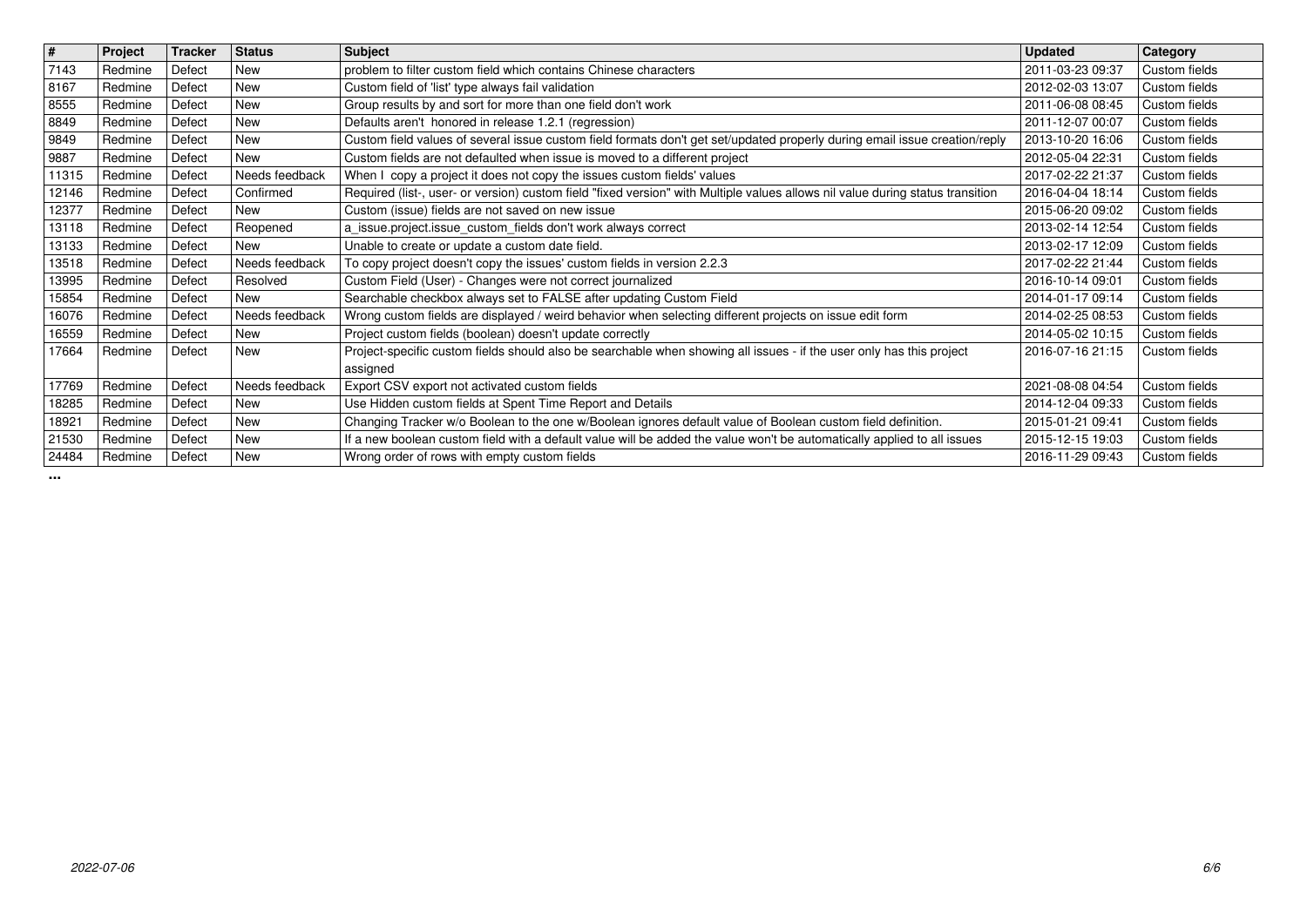| # | Project | Tracker | Status | Subject | Updated | Category |
|---|---|---|---|---|---|---|
| 7143 | Redmine | Defect | New | problem to filter custom field which contains Chinese characters | 2011-03-23 09:37 | Custom fields |
| 8167 | Redmine | Defect | New | Custom field of 'list' type always fail validation | 2012-02-03 13:07 | Custom fields |
| 8555 | Redmine | Defect | New | Group results by and sort for more than one field don't work | 2011-06-08 08:45 | Custom fields |
| 8849 | Redmine | Defect | New | Defaults aren't honored in release 1.2.1 (regression) | 2011-12-07 00:07 | Custom fields |
| 9849 | Redmine | Defect | New | Custom field values of several issue custom field formats don't get set/updated properly during email issue creation/reply | 2013-10-20 16:06 | Custom fields |
| 9887 | Redmine | Defect | New | Custom fields are not defaulted when issue is moved to a different project | 2012-05-04 22:31 | Custom fields |
| 11315 | Redmine | Defect | Needs feedback | When I copy a project it does not copy the issues custom fields' values | 2017-02-22 21:37 | Custom fields |
| 12146 | Redmine | Defect | Confirmed | Required (list-, user- or version) custom field "fixed version" with Multiple values allows nil value during status transition | 2016-04-04 18:14 | Custom fields |
| 12377 | Redmine | Defect | New | Custom (issue) fields are not saved on new issue | 2015-06-20 09:02 | Custom fields |
| 13118 | Redmine | Defect | Reopened | a_issue.project.issue_custom_fields don't work always correct | 2013-02-14 12:54 | Custom fields |
| 13133 | Redmine | Defect | New | Unable to create or update a custom date field. | 2013-02-17 12:09 | Custom fields |
| 13518 | Redmine | Defect | Needs feedback | To copy project doesn't copy the issues' custom fields in version 2.2.3 | 2017-02-22 21:44 | Custom fields |
| 13995 | Redmine | Defect | Resolved | Custom Field (User) - Changes were not correct journalized | 2016-10-14 09:01 | Custom fields |
| 15854 | Redmine | Defect | New | Searchable checkbox always set to FALSE after updating Custom Field | 2014-01-17 09:14 | Custom fields |
| 16076 | Redmine | Defect | Needs feedback | Wrong custom fields are displayed / weird behavior when selecting different projects on issue edit form | 2014-02-25 08:53 | Custom fields |
| 16559 | Redmine | Defect | New | Project custom fields (boolean) doesn't update correctly | 2014-05-02 10:15 | Custom fields |
| 17664 | Redmine | Defect | New | Project-specific custom fields should also be searchable when showing all issues - if the user only has this project assigned | 2016-07-16 21:15 | Custom fields |
| 17769 | Redmine | Defect | Needs feedback | Export CSV export not activated custom fields | 2021-08-08 04:54 | Custom fields |
| 18285 | Redmine | Defect | New | Use Hidden custom fields at Spent Time Report and Details | 2014-12-04 09:33 | Custom fields |
| 18921 | Redmine | Defect | New | Changing Tracker w/o Boolean to the one w/Boolean ignores default value of Boolean custom field definition. | 2015-01-21 09:41 | Custom fields |
| 21530 | Redmine | Defect | New | If a new boolean custom field with a default value will be added the value won't be automatically applied to all issues | 2015-12-15 19:03 | Custom fields |
| 24484 | Redmine | Defect | New | Wrong order of rows with empty custom fields | 2016-11-29 09:43 | Custom fields |

...